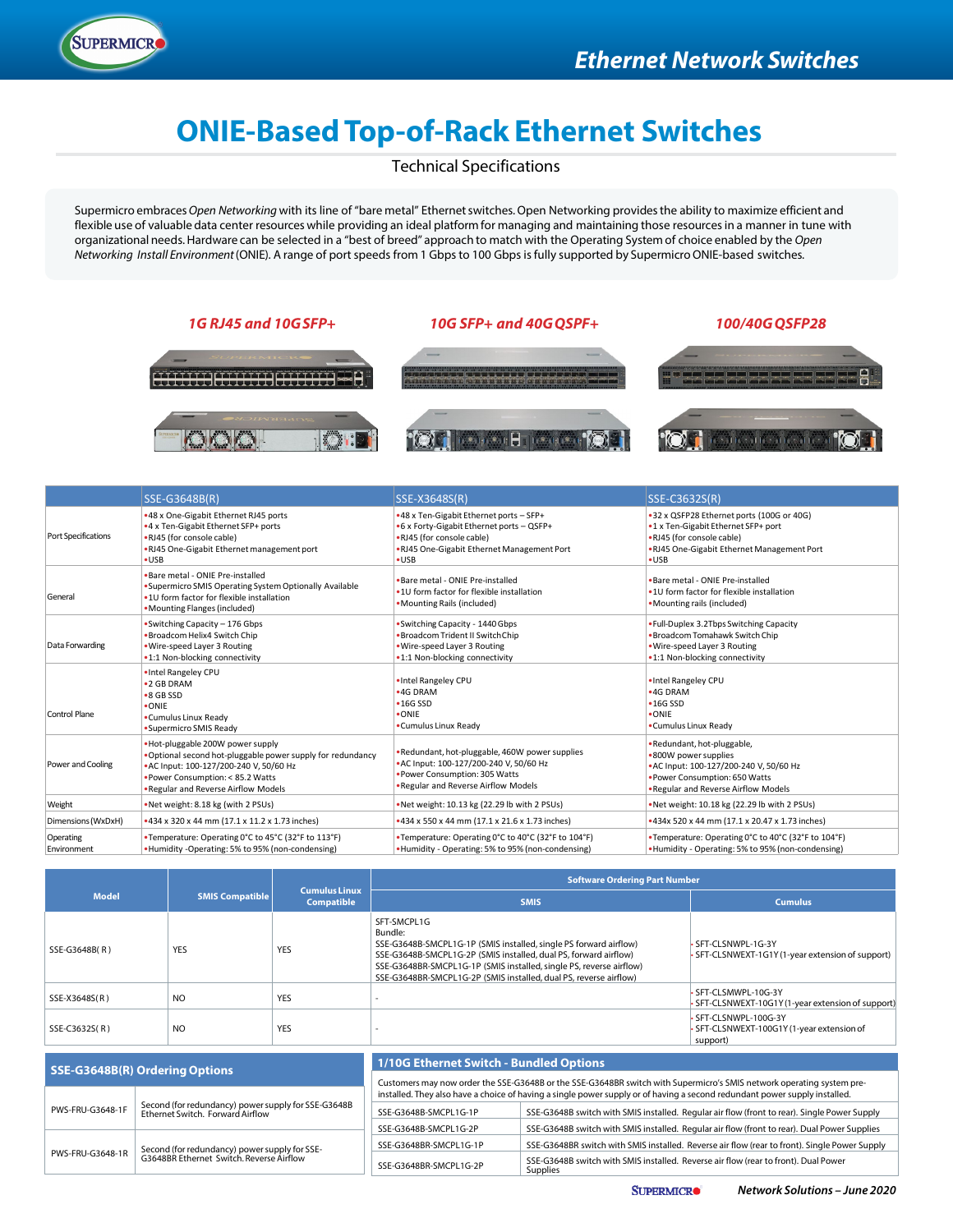# ONIE-Based Top-of-Rack Ethernet Switches

Technical Specifications

Supermicro embraces *Open Networking* with its line of "bare metal" Ethernet switches. Open Networking provides the ability to maximize efficient and flexible use of valuable data center resources while providing an ideal platform for managing and maintaining those resources in a manner in tune with organizational needs. Hardware can be selected in a "best of breed" approach to match with the Operating System of choice enabled by the *Open Networking Install Environment* (ONIE). A range of port speeds from 1 Gbps to 100 Gbps is fully supported by Supermicro ONIE-based switches.

***1G RJ45 and 10G SFP+*** | ***10G SFP+ and 40G QSFP+*** | ***100/40G QSFP28***

| | SSE-G3648B(R) | SSE-X3648S(R) | SSE-C3632S(R) |
|---|---|---|---|
| Port Specifications | •48 x One-Gigabit Ethernet RJ45 ports<br>•4 x Ten-Gigabit Ethernet SFP+ ports<br>•RJ45 (for console cable)<br>•RJ45 One-Gigabit Ethernet management port<br>•USB | •48 x Ten-Gigabit Ethernet ports – SFP+<br>•6 x Forty-Gigabit Ethernet ports – QSFP+<br>•RJ45 (for console cable)<br>•RJ45 One-Gigabit Ethernet Management Port<br>•USB | •32 x QSFP28 Ethernet ports (100G or 40G)<br>•1 x Ten-Gigabit Ethernet SFP+ port<br>•RJ45 (for console cable)<br>•RJ45 One-Gigabit Ethernet Management Port<br>•USB |
| General | •Bare metal - ONIE Pre-installed<br>•Supermicro SMIS Operating System Optionally Available<br>•1U form factor for flexible installation<br>•Mounting Flanges (included) | •Bare metal - ONIE Pre-installed<br>•1U form factor for flexible installation<br>•Mounting Rails (included) | •Bare metal - ONIE Pre-installed<br>•1U form factor for flexible installation<br>•Mounting rails (included) |
| Data Forwarding | •Switching Capacity – 176 Gbps<br>•Broadcom Helix4 Switch Chip<br>•Wire-speed Layer 3 Routing<br>•1:1 Non-blocking connectivity | •Switching Capacity - 1440 Gbps<br>•Broadcom Trident II Switch Chip<br>•Wire-speed Layer 3 Routing<br>•1:1 Non-blocking connectivity | •Full-Duplex 3.2Tbps Switching Capacity<br>•Broadcom Tomahawk Switch Chip<br>•Wire-speed Layer 3 Routing<br>•1:1 Non-blocking connectivity |
| Control Plane | •Intel Rangeley CPU<br>•2 GB DRAM<br>•8 GB SSD<br>•ONIE<br>•Cumulus Linux Ready<br>•Supermicro SMIS Ready | •Intel Rangeley CPU<br>•4G DRAM<br>•16G SSD<br>•ONIE<br>•Cumulus Linux Ready | •Intel Rangeley CPU<br>•4G DRAM<br>•16G SSD<br>•ONIE<br>•Cumulus Linux Ready |
| Power and Cooling | •Hot-pluggable 200W power supply<br>•Optional second hot-pluggable power supply for redundancy<br>•AC Input: 100-127/200-240 V, 50/60 Hz<br>•Power Consumption: < 85.2 Watts<br>•Regular and Reverse Airflow Models | •Redundant, hot-pluggable, 460W power supplies<br>•AC Input: 100-127/200-240 V, 50/60 Hz<br>•Power Consumption: 305 Watts<br>•Regular and Reverse Airflow Models | •Redundant, hot-pluggable,<br>•800W power supplies<br>•AC Input: 100-127/200-240 V, 50/60 Hz<br>•Power Consumption: 650 Watts<br>•Regular and Reverse Airflow Models |
| Weight | •Net weight: 8.18 kg (with 2 PSUs) | •Net weight: 10.13 kg (22.29 lb with 2 PSUs) | •Net weight: 10.18 kg (22.29 lb with 2 PSUs) |
| Dimensions (WxDxH) | •434 x 320 x 44 mm (17.1 x 11.2 x 1.73 inches) | •434 x 550 x 44 mm (17.1 x 21.6 x 1.73 inches) | •434x 520 x 44 mm (17.1 x 20.47 x 1.73 inches) |
| Operating Environment | •Temperature: Operating 0°C to 45°C (32°F to 113°F)<br>•Humidity -Operating: 5% to 95% (non-condensing) | •Temperature: Operating 0°C to 40°C (32°F to 104°F)<br>•Humidity - Operating: 5% to 95% (non-condensing) | •Temperature: Operating 0°C to 40°C (32°F to 104°F)<br>•Humidity - Operating: 5% to 95% (non-condensing) |

| Model | SMIS Compatible | Cumulus Linux Compatible | Software Ordering Part Number | |
|---|---|---|---|---|
| | | | SMIS | Cumulus |
| SSE-G3648B( R ) | YES | YES | SFT-SMCPL1G<br>Bundle:<br>SSE-G3648B-SMCPL1G-1P (SMIS installed, single PS forward airflow)<br>SSE-G3648B-SMCPL1G-2P (SMIS installed, dual PS, forward airflow)<br>SSE-G3648BR-SMCPL1G-1P (SMIS installed, single PS, reverse airflow)<br>SSE-G3648BR-SMCPL1G-2P (SMIS installed, dual PS, reverse airflow) | - SFT-CLSNWPL-1G-3Y<br>- SFT-CLSNWEXT-1G1Y (1-year extension of support) |
| SSE-X3648S( R ) | NO | YES | - | - SFT-CLSMWPL-10G-3Y<br>- SFT-CLSNWEXT-10G1Y (1-year extension of support) |
| SSE-C3632S( R ) | NO | YES | - | - SFT-CLSNWPL-100G-3Y<br>- SFT-CLSNWEXT-100G1Y (1-year extension of support) |

## SSE-G3648B(R) Ordering Options

| | |
|---|---|
| PWS-FRU-G3648-1F | Second (for redundancy) power supply for SSE-G3648B Ethernet Switch. Forward Airflow |
| PWS-FRU-G3648-1R | Second (for redundancy) power supply for SSE-G3648BR Ethernet Switch. Reverse Airflow |

## 1/10G Ethernet Switch - Bundled Options

Customers may now order the SSE-G3648B or the SSE-G3648BR switch with Supermicro's SMIS network operating system pre-installed. They also have a choice of having a single power supply or of having a second redundant power supply installed.

| | |
|---|---|
| SSE-G3648B-SMCPL1G-1P | SSE-G3648B switch with SMIS installed. Regular air flow (front to rear). Single Power Supply |
| SSE-G3648B-SMCPL1G-2P | SSE-G3648B switch with SMIS installed. Regular air flow (front to rear). Dual Power Supplies |
| SSE-G3648BR-SMCPL1G-1P | SSE-G3648BR switch with SMIS installed. Reverse air flow (rear to front). Single Power Supply |
| SSE-G3648BR-SMCPL1G-2P | SSE-G3648B switch with SMIS installed. Reverse air flow (rear to front). Dual Power Supplies |

*Network Solutions – June 2020*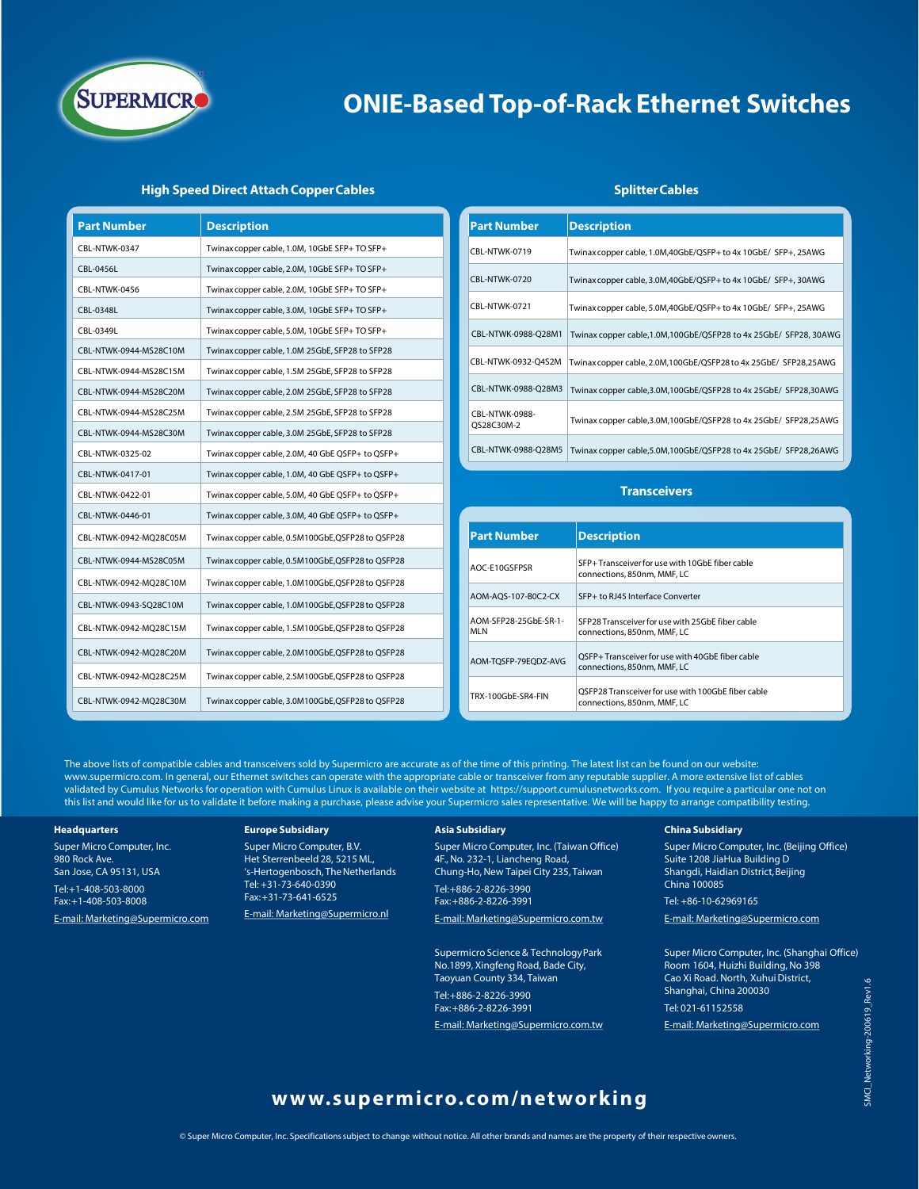# ONIE-Based Top-of-Rack Ethernet Switches

## High Speed Direct Attach Copper Cables

| Part Number | Description |
|---|---|
| CBL-NTWK-0347 | Twinax copper cable, 1.0M, 10GbE SFP+ TO SFP+ |
| CBL-0456L | Twinax copper cable, 2.0M, 10GbE SFP+ TO SFP+ |
| CBL-NTWK-0456 | Twinax copper cable, 2.0M, 10GbE SFP+ TO SFP+ |
| CBL-0348L | Twinax copper cable, 3.0M, 10GbE SFP+ TO SFP+ |
| CBL-0349L | Twinax copper cable, 5.0M, 10GbE SFP+ TO SFP+ |
| CBL-NTWK-0944-MS28C10M | Twinax copper cable, 1.0M 25GbE, SFP28 to SFP28 |
| CBL-NTWK-0944-MS28C15M | Twinax copper cable, 1.5M 25GbE, SFP28 to SFP28 |
| CBL-NTWK-0944-MS28C20M | Twinax copper cable, 2.0M 25GbE, SFP28 to SFP28 |
| CBL-NTWK-0944-MS28C25M | Twinax copper cable, 2.5M 25GbE, SFP28 to SFP28 |
| CBL-NTWK-0944-MS28C30M | Twinax copper cable, 3.0M 25GbE, SFP28 to SFP28 |
| CBL-NTWK-0325-02 | Twinax copper cable, 2.0M, 40 GbE QSFP+ to QSFP+ |
| CBL-NTWK-0417-01 | Twinax copper cable, 1.0M, 40 GbE QSFP+ to QSFP+ |
| CBL-NTWK-0422-01 | Twinax copper cable, 5.0M, 40 GbE QSFP+ to QSFP+ |
| CBL-NTWK-0446-01 | Twinax copper cable, 3.0M, 40 GbE QSFP+ to QSFP+ |
| CBL-NTWK-0942-MQ28C05M | Twinax copper cable, 0.5M100GbE,QSFP28 to QSFP28 |
| CBL-NTWK-0944-MS28C05M | Twinax copper cable, 0.5M100GbE,QSFP28 to QSFP28 |
| CBL-NTWK-0942-MQ28C10M | Twinax copper cable, 1.0M100GbE,QSFP28 to QSFP28 |
| CBL-NTWK-0943-SQ28C10M | Twinax copper cable, 1.0M100GbE,QSFP28 to QSFP28 |
| CBL-NTWK-0942-MQ28C15M | Twinax copper cable, 1.5M100GbE,QSFP28 to QSFP28 |
| CBL-NTWK-0942-MQ28C20M | Twinax copper cable, 2.0M100GbE,QSFP28 to QSFP28 |
| CBL-NTWK-0942-MQ28C25M | Twinax copper cable, 2.5M100GbE,QSFP28 to QSFP28 |
| CBL-NTWK-0942-MQ28C30M | Twinax copper cable, 3.0M100GbE,QSFP28 to QSFP28 |

## Splitter Cables

| Part Number | Description |
|---|---|
| CBL-NTWK-0719 | Twinax copper cable, 1.0M,40GbE/QSFP+ to 4x 10GbE/ SFP+, 25AWG |
| CBL-NTWK-0720 | Twinax copper cable, 3.0M,40GbE/QSFP+ to 4x 10GbE/ SFP+, 30AWG |
| CBL-NTWK-0721 | Twinax copper cable, 5.0M,40GbE/QSFP+ to 4x 10GbE/ SFP+, 25AWG |
| CBL-NTWK-0988-Q28M1 | Twinax copper cable,1.0M,100GbE/QSFP28 to 4x 25GbE/ SFP28, 30AWG |
| CBL-NTWK-0932-Q4S2M | Twinax copper cable, 2.0M,100GbE/QSFP28 to 4x 25GbE/ SFP28,25AWG |
| CBL-NTWK-0988-Q28M3 | Twinax copper cable,3.0M,100GbE/QSFP28 to 4x 25GbE/ SFP28,30AWG |
| CBL-NTWK-0988-QS28C30M-2 | Twinax copper cable,3.0M,100GbE/QSFP28 to 4x 25GbE/ SFP28,25AWG |
| CBL-NTWK-0988-Q28M5 | Twinax copper cable,5.0M,100GbE/QSFP28 to 4x 25GbE/ SFP28,26AWG |

## Transceivers

| Part Number | Description |
|---|---|
| AOC-E10GSFPSR | SFP+ Transceiver for use with 10GbE fiber cable connections, 850nm, MMF, LC |
| AOM-AQS-107-B0C2-CX | SFP+ to RJ45 Interface Converter |
| AOM-SFP28-25GbE-SR-1-MLN | SFP28 Transceiver for use with 25GbE fiber cable connections, 850nm, MMF, LC |
| AOM-TQSFP-79EQDZ-AVG | QSFP+ Transceiver for use with 40GbE fiber cable connections, 850nm, MMF, LC |
| TRX-100GbE-SR4-FIN | QSFP28 Transceiver for use with 100GbE fiber cable connections, 850nm, MMF, LC |

The above lists of compatible cables and transceivers sold by Supermicro are accurate as of the time of this printing. The latest list can be found on our website: www.supermicro.com. In general, our Ethernet switches can operate with the appropriate cable or transceiver from any reputable supplier. A more extensive list of cables validated by Cumulus Networks for operation with Cumulus Linux is available on their website at https://support.cumulusnetworks.com. If you require a particular one not on this list and would like for us to validate it before making a purchase, please advise your Supermicro sales representative. We will be happy to arrange compatibility testing.

**Headquarters**

Super Micro Computer, Inc.
980 Rock Ave.
San Jose, CA 95131, USA
Tel:+1-408-503-8000
Fax:+1-408-503-8008
E-mail: Marketing@Supermicro.com

**Europe Subsidiary**

Super Micro Computer, B.V.
Het Sterrenbeeld 28, 5215 ML,
's-Hertogenbosch, The Netherlands
Tel: +31-73-640-0390
Fax:+31-73-641-6525
E-mail: Marketing@Supermicro.nl

**Asia Subsidiary**

Super Micro Computer, Inc. (Taiwan Office)
4F., No. 232-1, Liancheng Road,
Chung-Ho, New Taipei City 235, Taiwan
Tel:+886-2-8226-3990
Fax:+886-2-8226-3991
E-mail: Marketing@Supermicro.com.tw

Supermicro Science & Technology Park
No.1899, Xingfeng Road, Bade City,
Taoyuan County 334, Taiwan
Tel:+886-2-8226-3990
Fax:+886-2-8226-3991
E-mail: Marketing@Supermicro.com.tw

**China Subsidiary**

Super Micro Computer, Inc. (Beijing Office)
Suite 1208 JiaHua Building D
Shangdi, Haidian District, Beijing
China 100085
Tel: +86-10-62969165
E-mail: Marketing@Supermicro.com

Super Micro Computer, Inc. (Shanghai Office)
Room 1604, Huizhi Building, No 398
Cao Xi Road. North, Xuhui District,
Shanghai, China 200030
Tel: 021-61152558
E-mail: Marketing@Supermicro.com

**www.supermicro.com/networking**

SMCI_Networking-200619_Rev1.6

© Super Micro Computer, Inc. Specifications subject to change without notice. All other brands and names are the property of their respective owners.